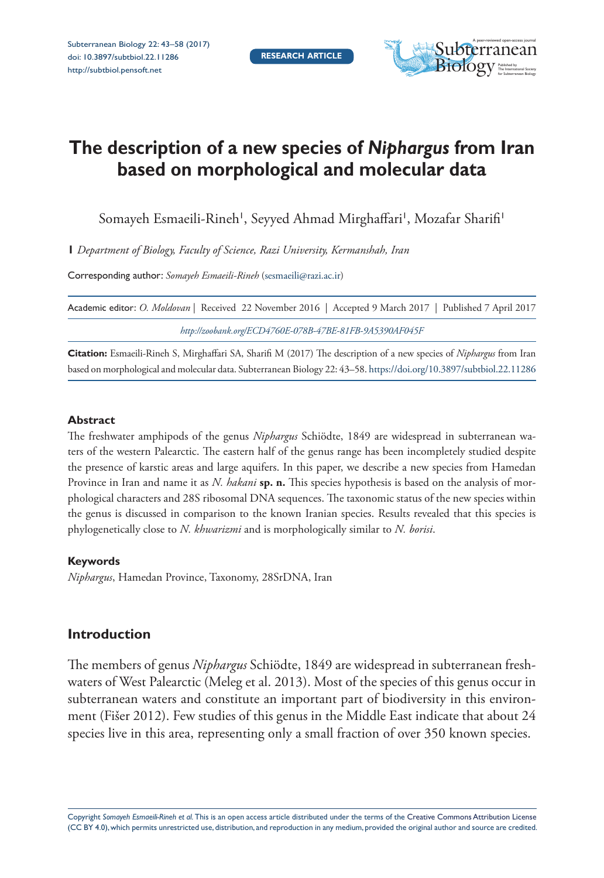# The description of a new species of *Niphargus* from Iran based on morphological and molecular data

Somayeh Esmaeili-Rineh[1], Seyyed Ahmad Mirghaffari[1], Mozafar Sharifi[1]

**1** *Department of Biology, Faculty of Science, Razi University, Kermanshah, Iran*

Corresponding author: *Somayeh Esmaeili-Rineh* (sesmaeili@razi.ac.ir)

Academic editor: *O. Moldovan* | Received 22 November 2016 | Accepted 9 March 2017 | Published 7 April 2017

*http://zoobank.org/ECD4760E-078B-47BE-81FB-9A5390AF045F*

**Citation:** Esmaeili-Rineh S, Mirghaffari SA, Sharifi M (2017) The description of a new species of *Niphargus* from Iran based on morphological and molecular data. Subterranean Biology 22: 43–58. https://doi.org/10.3897/subtbiol.22.11286

## Abstract

The freshwater amphipods of the genus *Niphargus* Schiödte, 1849 are widespread in subterranean waters of the western Palearctic. The eastern half of the genus range has been incompletely studied despite the presence of karstic areas and large aquifers. In this paper, we describe a new species from Hamedan Province in Iran and name it as *N. hakani* **sp. n.** This species hypothesis is based on the analysis of morphological characters and 28S ribosomal DNA sequences. The taxonomic status of the new species within the genus is discussed in comparison to the known Iranian species. Results revealed that this species is phylogenetically close to *N. khwarizmi* and is morphologically similar to *N. borisi*.

## Keywords

*Niphargus*, Hamedan Province, Taxonomy, 28SrDNA, Iran

## Introduction

The members of genus *Niphargus* Schiödte, 1849 are widespread in subterranean freshwaters of West Palearctic (Meleg et al. 2013). Most of the species of this genus occur in subterranean waters and constitute an important part of biodiversity in this environment (Fišer 2012). Few studies of this genus in the Middle East indicate that about 24 species live in this area, representing only a small fraction of over 350 known species.

Copyright *Somayeh Esmaeili-Rineh et al.* This is an open access article distributed under the terms of the Creative Commons Attribution License (CC BY 4.0), which permits unrestricted use, distribution, and reproduction in any medium, provided the original author and source are credited.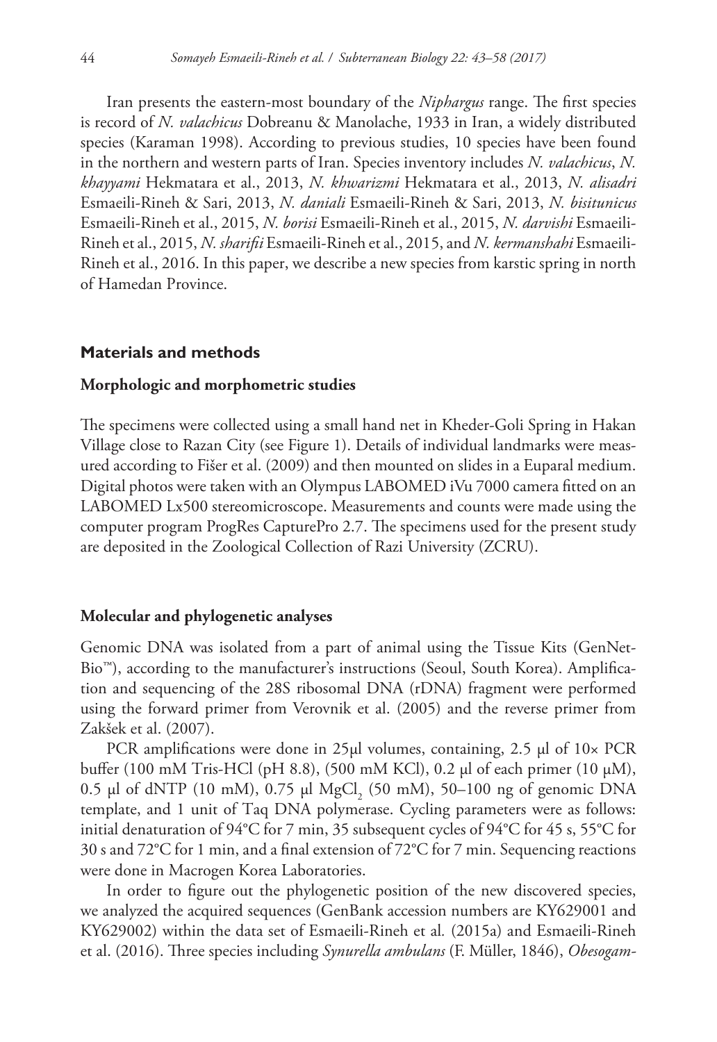Iran presents the eastern-most boundary of the *Niphargus* range. The first species is record of *N. valachicus* Dobreanu & Manolache, 1933 in Iran, a widely distributed species (Karaman 1998). According to previous studies, 10 species have been found in the northern and western parts of Iran. Species inventory includes *N. valachicus*, *N. khayyami* Hekmatara et al., 2013, *N. khwarizmi* Hekmatara et al., 2013, *N. alisadri* Esmaeili-Rineh & Sari, 2013, *N. daniali* Esmaeili-Rineh & Sari, 2013, *N. bisitunicus* Esmaeili-Rineh et al., 2015, *N. borisi* Esmaeili-Rineh et al., 2015, *N. darvishi* Esmaeili-Rineh et al., 2015, *N. sharifii* Esmaeili-Rineh et al., 2015, and *N. kermanshahi* Esmaeili-Rineh et al., 2016. In this paper, we describe a new species from karstic spring in north of Hamedan Province.

## Materials and methods

### Morphologic and morphometric studies

The specimens were collected using a small hand net in Kheder-Goli Spring in Hakan Village close to Razan City (see Figure 1). Details of individual landmarks were measured according to Fišer et al. (2009) and then mounted on slides in a Euparal medium. Digital photos were taken with an Olympus LABOMED iVu 7000 camera fitted on an LABOMED Lx500 stereomicroscope. Measurements and counts were made using the computer program ProgRes CapturePro 2.7. The specimens used for the present study are deposited in the Zoological Collection of Razi University (ZCRU).

### Molecular and phylogenetic analyses

Genomic DNA was isolated from a part of animal using the Tissue Kits (GenNet-Bio™), according to the manufacturer's instructions (Seoul, South Korea). Amplification and sequencing of the 28S ribosomal DNA (rDNA) fragment were performed using the forward primer from Verovnik et al. (2005) and the reverse primer from Zakšek et al. (2007).

PCR amplifications were done in 25μl volumes, containing, 2.5 μl of 10× PCR buffer (100 mM Tris-HCl (pH 8.8), (500 mM KCl), 0.2 μl of each primer (10 μM), 0.5 μl of dNTP (10 mM), 0.75 μl $MgCl_2$ (50 mM), 50–100 ng of genomic DNA template, and 1 unit of Taq DNA polymerase. Cycling parameters were as follows: initial denaturation of 94°C for 7 min, 35 subsequent cycles of 94°C for 45 s, 55°C for 30 s and 72°C for 1 min, and a final extension of 72°C for 7 min. Sequencing reactions were done in Macrogen Korea Laboratories.

In order to figure out the phylogenetic position of the new discovered species, we analyzed the acquired sequences (GenBank accession numbers are KY629001 and KY629002) within the data set of Esmaeili-Rineh et al. (2015a) and Esmaeili-Rineh et al. (2016). Three species including *Synurella ambulans* (F. Müller, 1846), *Obesogam-*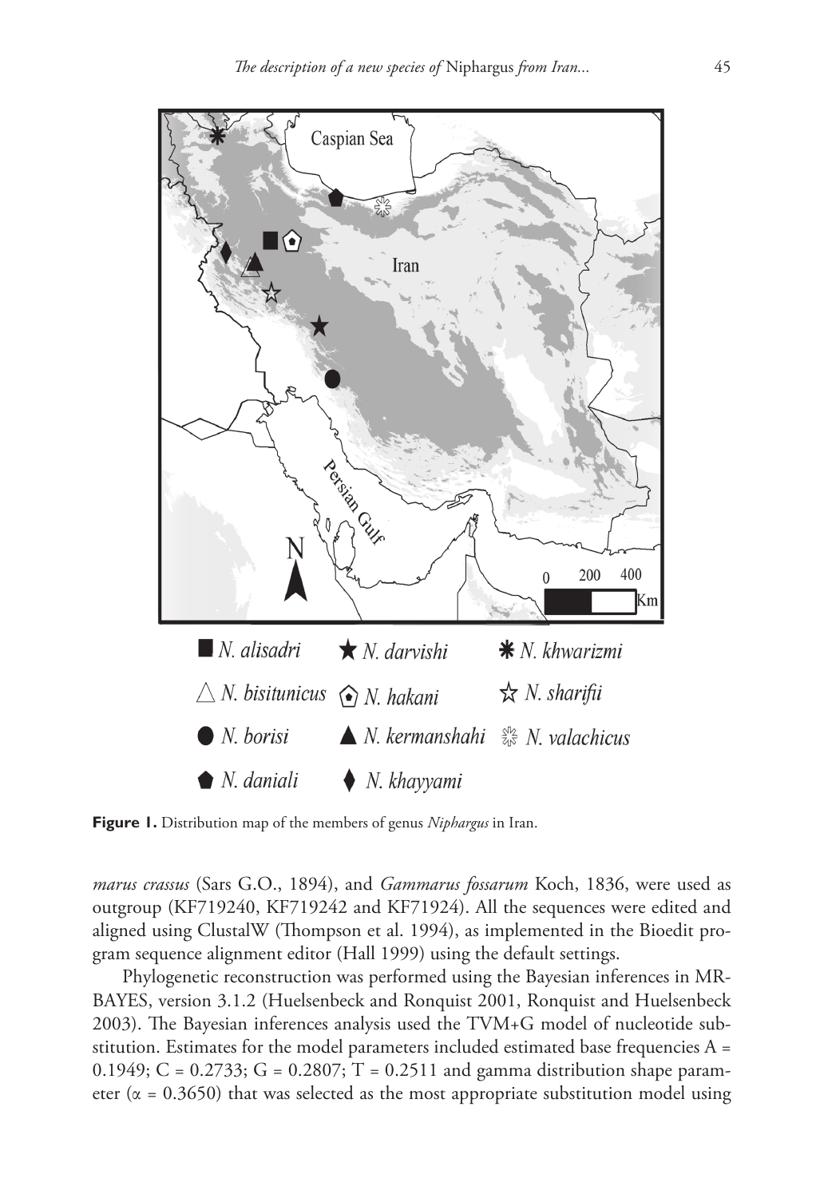Caspian Sea

Iran

Persian Gulf

N

0 200 400 Km

N. alisadri
N. darvishi
N. khwarizmi
N. bisitunicus
N. hakani
N. sharifii
N. borisi
N. kermanshahi
N. valachicus
N. daniali
N. khayyami

**Figure 1.** Distribution map of the members of genus *Niphargus* in Iran.

*marus crassus* (Sars G.O., 1894), and *Gammarus fossarum* Koch, 1836, were used as outgroup (KF719240, KF719242 and KF71924). All the sequences were edited and aligned using ClustalW (Thompson et al. 1994), as implemented in the Bioedit program sequence alignment editor (Hall 1999) using the default settings.

Phylogenetic reconstruction was performed using the Bayesian inferences in MRBAYES, version 3.1.2 (Huelsenbeck and Ronquist 2001, Ronquist and Huelsenbeck 2003). The Bayesian inferences analysis used the TVM+G model of nucleotide substitution. Estimates for the model parameters included estimated base frequencies A = 0.1949; C = 0.2733; G = 0.2807; T = 0.2511 and gamma distribution shape parameter ($\alpha$ = 0.3650) that was selected as the most appropriate substitution model using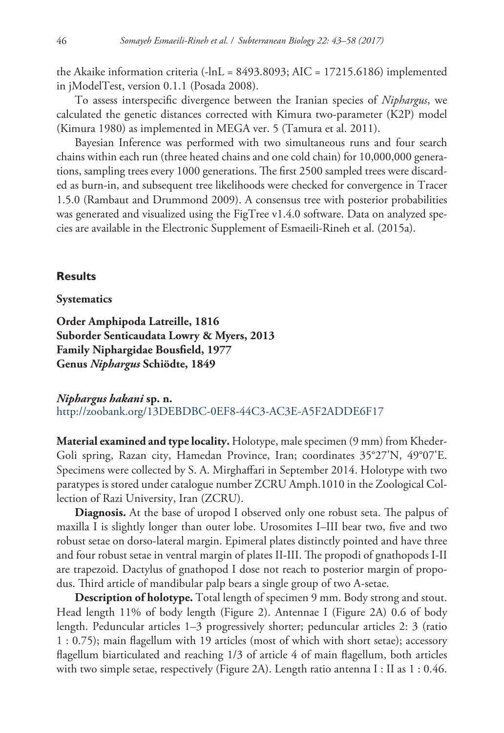the Akaike information criteria (-lnL = 8493.8093; AIC = 17215.6186) implemented in jModelTest, version 0.1.1 (Posada 2008).

To assess interspecific divergence between the Iranian species of *Niphargus*, we calculated the genetic distances corrected with Kimura two-parameter (K2P) model (Kimura 1980) as implemented in MEGA ver. 5 (Tamura et al. 2011).

Bayesian Inference was performed with two simultaneous runs and four search chains within each run (three heated chains and one cold chain) for 10,000,000 generations, sampling trees every 1000 generations. The first 2500 sampled trees were discarded as burn-in, and subsequent tree likelihoods were checked for convergence in Tracer 1.5.0 (Rambaut and Drummond 2009). A consensus tree with posterior probabilities was generated and visualized using the FigTree v1.4.0 software. Data on analyzed species are available in the Electronic Supplement of Esmaeili-Rineh et al. (2015a).

## Results

### Systematics

**Order Amphipoda Latreille, 1816**
**Suborder Senticaudata Lowry & Myers, 2013**
**Family Niphargidae Bousfield, 1977**
**Genus *Niphargus* Schiödte, 1849**

***Niphargus hakani* sp. n.**
http://zoobank.org/13DEBDBC-0EF8-44C3-AC3E-A5F2ADDE6F17

**Material examined and type locality.** Holotype, male specimen (9 mm) from Kheder-Goli spring, Razan city, Hamedan Province, Iran; coordinates 35°27'N, 49°07'E. Specimens were collected by S. A. Mirghaffari in September 2014. Holotype with two paratypes is stored under catalogue number ZCRU Amph.1010 in the Zoological Collection of Razi University, Iran (ZCRU).

**Diagnosis.** At the base of uropod I observed only one robust seta. The palpus of maxilla I is slightly longer than outer lobe. Urosomites I–III bear two, five and two robust setae on dorso-lateral margin. Epimeral plates distinctly pointed and have three and four robust setae in ventral margin of plates II-III. The propodi of gnathopods I-II are trapezoid. Dactylus of gnathopod I dose not reach to posterior margin of propodus. Third article of mandibular palp bears a single group of two A-setae.

**Description of holotype.** Total length of specimen 9 mm. Body strong and stout. Head length 11% of body length (Figure 2). Antennae I (Figure 2A) 0.6 of body length. Peduncular articles 1–3 progressively shorter; peduncular articles 2: 3 (ratio 1 : 0.75); main flagellum with 19 articles (most of which with short setae); accessory flagellum biarticulated and reaching 1/3 of article 4 of main flagellum, both articles with two simple setae, respectively (Figure 2A). Length ratio antenna I : II as 1 : 0.46.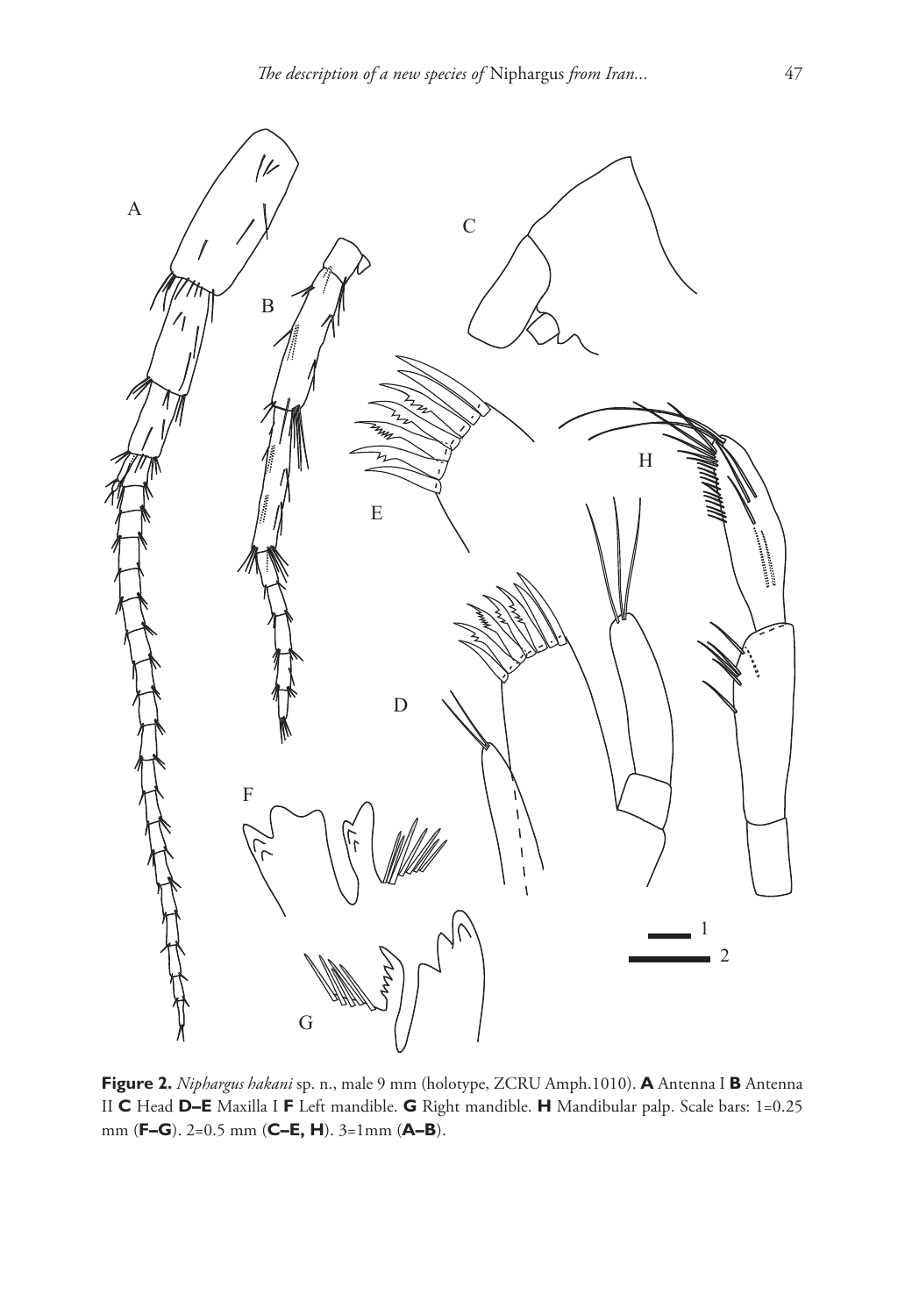**Figure 2.** *Niphargus hakani* sp. n., male 9 mm (holotype, ZCRU Amph.1010). **A** Antenna I **B** Antenna II **C** Head **D–E** Maxilla I **F** Left mandible. **G** Right mandible. **H** Mandibular palp. Scale bars: 1=0.25 mm (**F–G**). 2=0.5 mm (**C–E, H**). 3=1mm (**A–B**).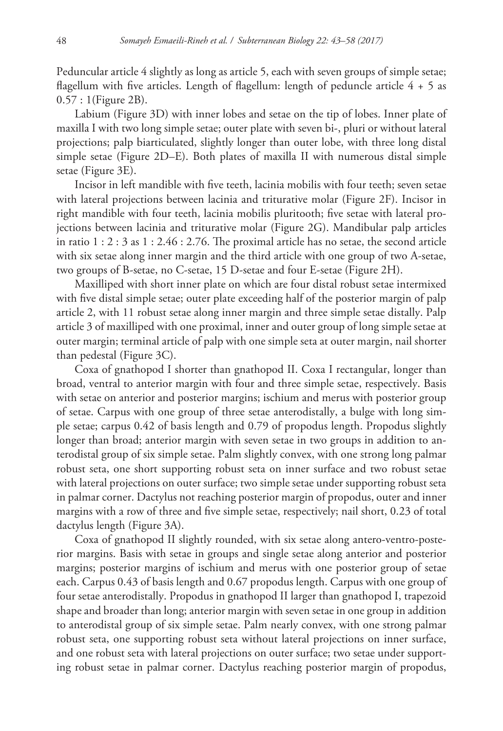Peduncular article 4 slightly as long as article 5, each with seven groups of simple setae; flagellum with five articles. Length of flagellum: length of peduncle article 4 + 5 as 0.57 : 1(Figure 2B).

Labium (Figure 3D) with inner lobes and setae on the tip of lobes. Inner plate of maxilla I with two long simple setae; outer plate with seven bi-, pluri or without lateral projections; palp biarticulated, slightly longer than outer lobe, with three long distal simple setae (Figure 2D–E). Both plates of maxilla II with numerous distal simple setae (Figure 3E).

Incisor in left mandible with five teeth, lacinia mobilis with four teeth; seven setae with lateral projections between lacinia and triturative molar (Figure 2F). Incisor in right mandible with four teeth, lacinia mobilis pluritooth; five setae with lateral projections between lacinia and triturative molar (Figure 2G). Mandibular palp articles in ratio 1 : 2 : 3 as 1 : 2.46 : 2.76. The proximal article has no setae, the second article with six setae along inner margin and the third article with one group of two A-setae, two groups of B-setae, no C-setae, 15 D-setae and four E-setae (Figure 2H).

Maxilliped with short inner plate on which are four distal robust setae intermixed with five distal simple setae; outer plate exceeding half of the posterior margin of palp article 2, with 11 robust setae along inner margin and three simple setae distally. Palp article 3 of maxilliped with one proximal, inner and outer group of long simple setae at outer margin; terminal article of palp with one simple seta at outer margin, nail shorter than pedestal (Figure 3C).

Coxa of gnathopod I shorter than gnathopod II. Coxa I rectangular, longer than broad, ventral to anterior margin with four and three simple setae, respectively. Basis with setae on anterior and posterior margins; ischium and merus with posterior group of setae. Carpus with one group of three setae anterodistally, a bulge with long simple setae; carpus 0.42 of basis length and 0.79 of propodus length. Propodus slightly longer than broad; anterior margin with seven setae in two groups in addition to anterodistal group of six simple setae. Palm slightly convex, with one strong long palmar robust seta, one short supporting robust seta on inner surface and two robust setae with lateral projections on outer surface; two simple setae under supporting robust seta in palmar corner. Dactylus not reaching posterior margin of propodus, outer and inner margins with a row of three and five simple setae, respectively; nail short, 0.23 of total dactylus length (Figure 3A).

Coxa of gnathopod II slightly rounded, with six setae along antero-ventro-posterior margins. Basis with setae in groups and single setae along anterior and posterior margins; posterior margins of ischium and merus with one posterior group of setae each. Carpus 0.43 of basis length and 0.67 propodus length. Carpus with one group of four setae anterodistally. Propodus in gnathopod II larger than gnathopod I, trapezoid shape and broader than long; anterior margin with seven setae in one group in addition to anterodistal group of six simple setae. Palm nearly convex, with one strong palmar robust seta, one supporting robust seta without lateral projections on inner surface, and one robust seta with lateral projections on outer surface; two setae under supporting robust setae in palmar corner. Dactylus reaching posterior margin of propodus,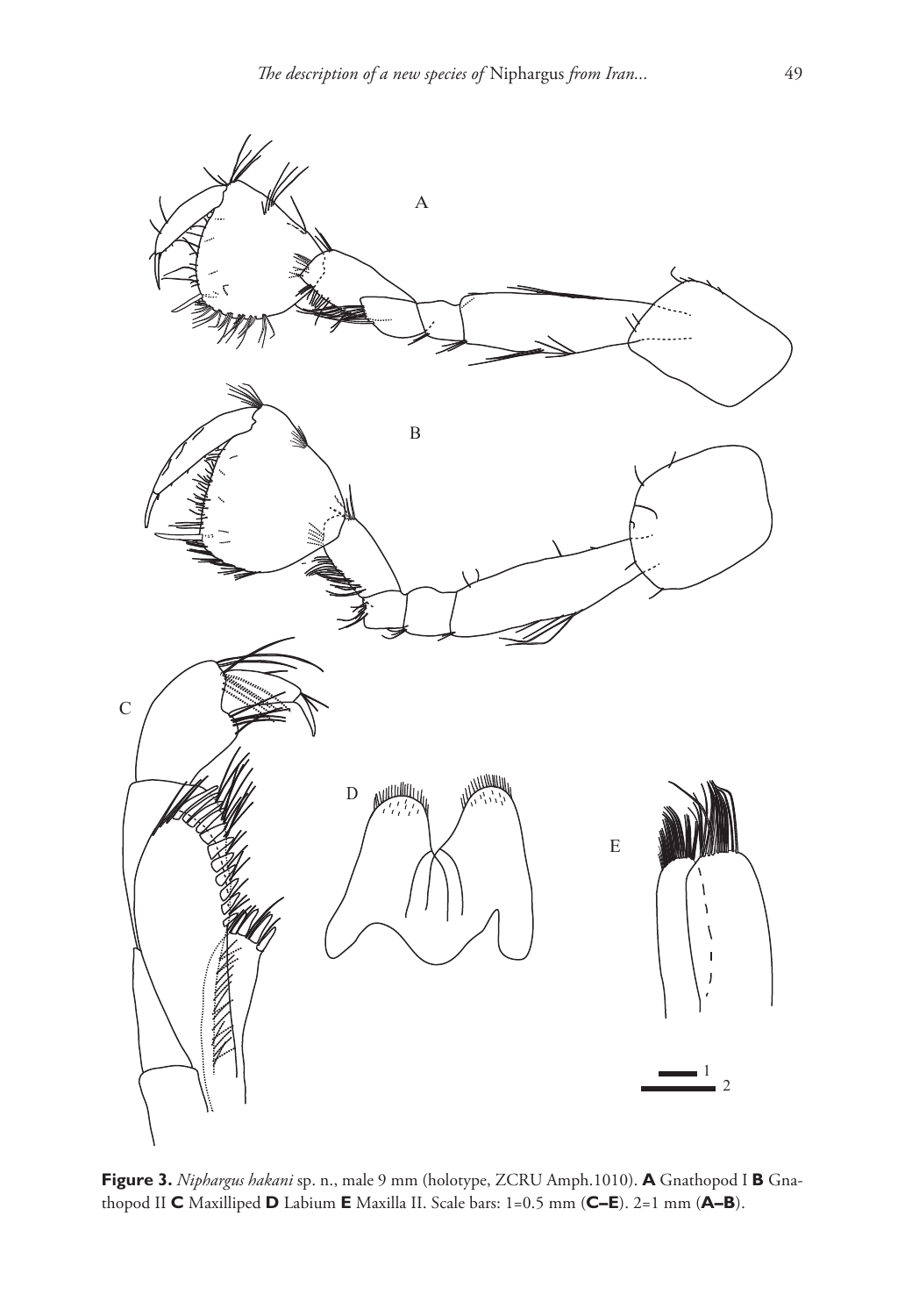**Figure 3.** *Niphargus hakani* sp. n., male 9 mm (holotype, ZCRU Amph.1010). **A** Gnathopod I **B** Gnathopod II **C** Maxilliped **D** Labium **E** Maxilla II. Scale bars: 1=0.5 mm (**C–E**). 2=1 mm (**A–B**).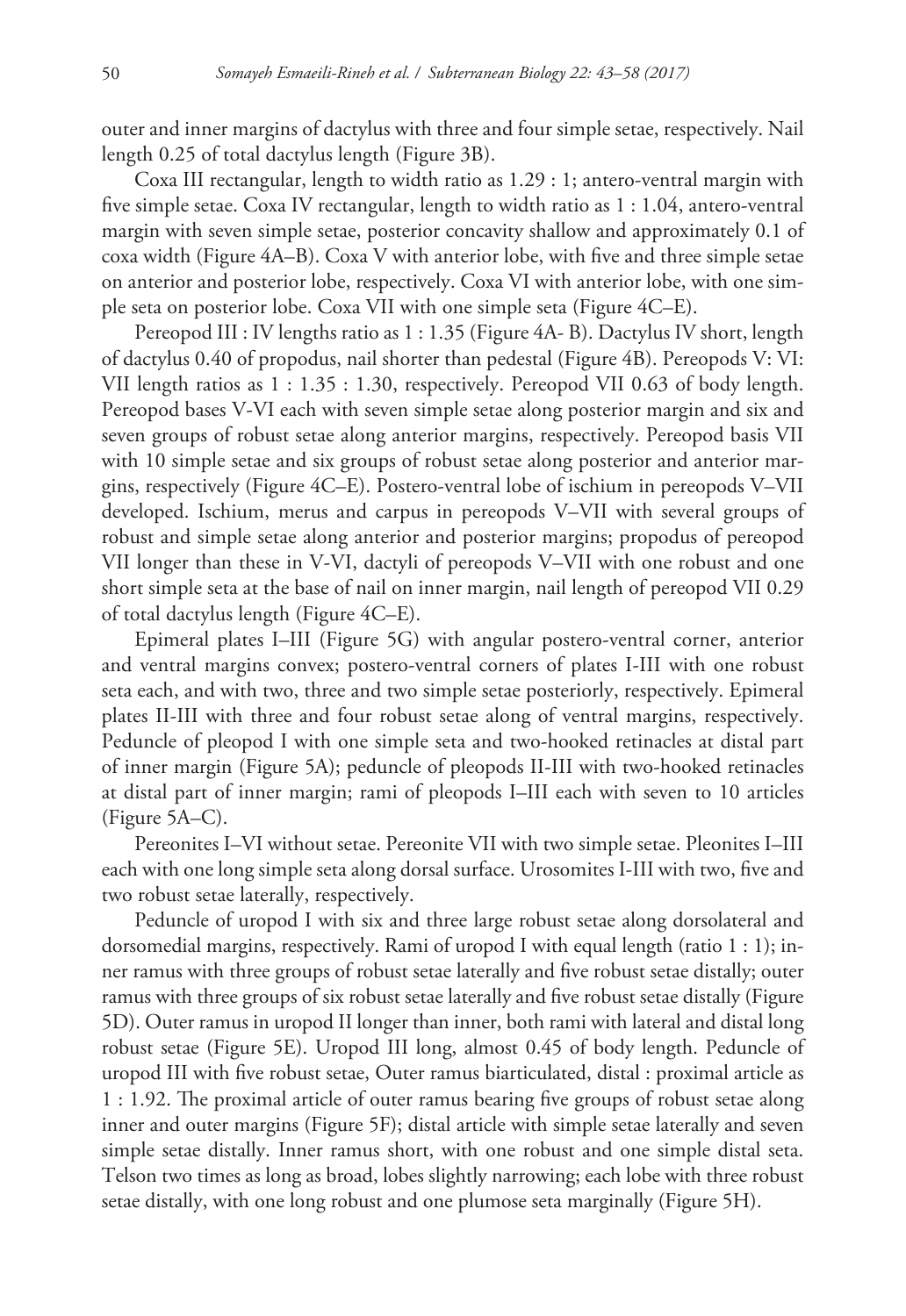outer and inner margins of dactylus with three and four simple setae, respectively. Nail length 0.25 of total dactylus length (Figure 3B).

Coxa III rectangular, length to width ratio as 1.29 : 1; antero-ventral margin with five simple setae. Coxa IV rectangular, length to width ratio as 1 : 1.04, antero-ventral margin with seven simple setae, posterior concavity shallow and approximately 0.1 of coxa width (Figure 4A–B). Coxa V with anterior lobe, with five and three simple setae on anterior and posterior lobe, respectively. Coxa VI with anterior lobe, with one simple seta on posterior lobe. Coxa VII with one simple seta (Figure 4C–E).

Pereopod III : IV lengths ratio as 1 : 1.35 (Figure 4A- B). Dactylus IV short, length of dactylus 0.40 of propodus, nail shorter than pedestal (Figure 4B). Pereopods V: VI: VII length ratios as 1 : 1.35 : 1.30, respectively. Pereopod VII 0.63 of body length. Pereopod bases V-VI each with seven simple setae along posterior margin and six and seven groups of robust setae along anterior margins, respectively. Pereopod basis VII with 10 simple setae and six groups of robust setae along posterior and anterior margins, respectively (Figure 4C–E). Postero-ventral lobe of ischium in pereopods V–VII developed. Ischium, merus and carpus in pereopods V–VII with several groups of robust and simple setae along anterior and posterior margins; propodus of pereopod VII longer than these in V-VI, dactyli of pereopods V–VII with one robust and one short simple seta at the base of nail on inner margin, nail length of pereopod VII 0.29 of total dactylus length (Figure 4C–E).

Epimeral plates I–III (Figure 5G) with angular postero-ventral corner, anterior and ventral margins convex; postero-ventral corners of plates I-III with one robust seta each, and with two, three and two simple setae posteriorly, respectively. Epimeral plates II-III with three and four robust setae along of ventral margins, respectively. Peduncle of pleopod I with one simple seta and two-hooked retinacles at distal part of inner margin (Figure 5A); peduncle of pleopods II-III with two-hooked retinacles at distal part of inner margin; rami of pleopods I–III each with seven to 10 articles (Figure 5A–C).

Pereonites I–VI without setae. Pereonite VII with two simple setae. Pleonites I–III each with one long simple seta along dorsal surface. Urosomites I-III with two, five and two robust setae laterally, respectively.

Peduncle of uropod I with six and three large robust setae along dorsolateral and dorsomedial margins, respectively. Rami of uropod I with equal length (ratio 1 : 1); inner ramus with three groups of robust setae laterally and five robust setae distally; outer ramus with three groups of six robust setae laterally and five robust setae distally (Figure 5D). Outer ramus in uropod II longer than inner, both rami with lateral and distal long robust setae (Figure 5E). Uropod III long, almost 0.45 of body length. Peduncle of uropod III with five robust setae, Outer ramus biarticulated, distal : proximal article as 1 : 1.92. The proximal article of outer ramus bearing five groups of robust setae along inner and outer margins (Figure 5F); distal article with simple setae laterally and seven simple setae distally. Inner ramus short, with one robust and one simple distal seta. Telson two times as long as broad, lobes slightly narrowing; each lobe with three robust setae distally, with one long robust and one plumose seta marginally (Figure 5H).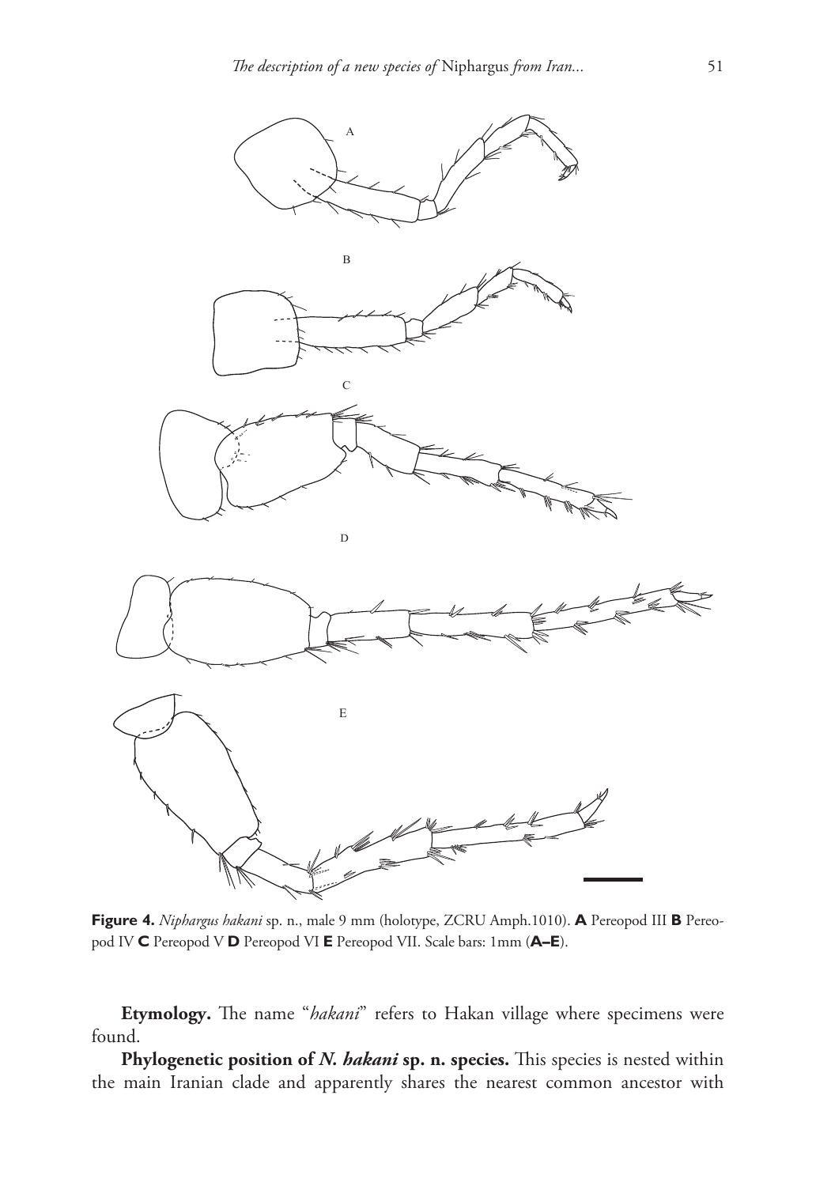**Figure 4.** *Niphargus hakani* sp. n., male 9 mm (holotype, ZCRU Amph.1010). **A** Pereopod III **B** Pereopod IV **C** Pereopod V **D** Pereopod VI **E** Pereopod VII. Scale bars: 1mm (**A–E**).

**Etymology.** The name "*hakani*" refers to Hakan village where specimens were found.

**Phylogenetic position of *N. hakani* sp. n. species.** This species is nested within the main Iranian clade and apparently shares the nearest common ancestor with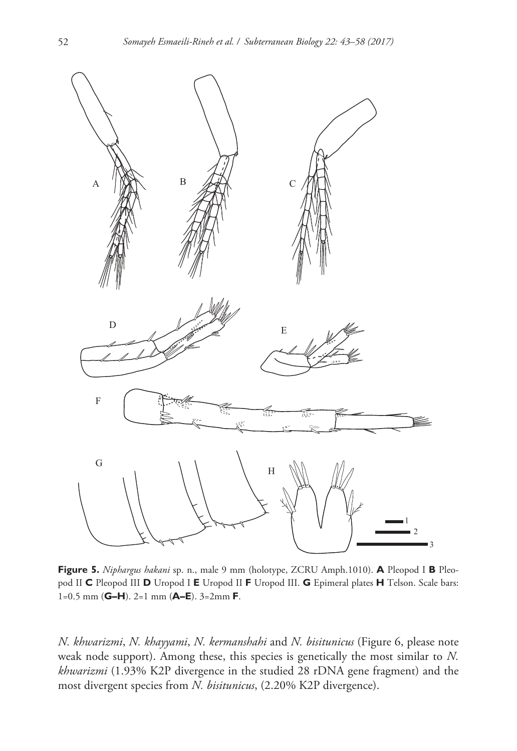**Figure 5.** *Niphargus hakani* sp. n., male 9 mm (holotype, ZCRU Amph.1010). **A** Pleopod I **B** Pleopod II **C** Pleopod III **D** Uropod I **E** Uropod II **F** Uropod III. **G** Epimeral plates **H** Telson. Scale bars: 1=0.5 mm (**G–H**). 2=1 mm (**A–E**). 3=2mm **F**.

*N. khwarizmi*, *N. khayyami*, *N. kermanshahi* and *N. bisitunicus* (Figure 6, please note weak node support). Among these, this species is genetically the most similar to *N. khwarizmi* (1.93% K2P divergence in the studied 28 rDNA gene fragment) and the most divergent species from *N. bisitunicus*, (2.20% K2P divergence).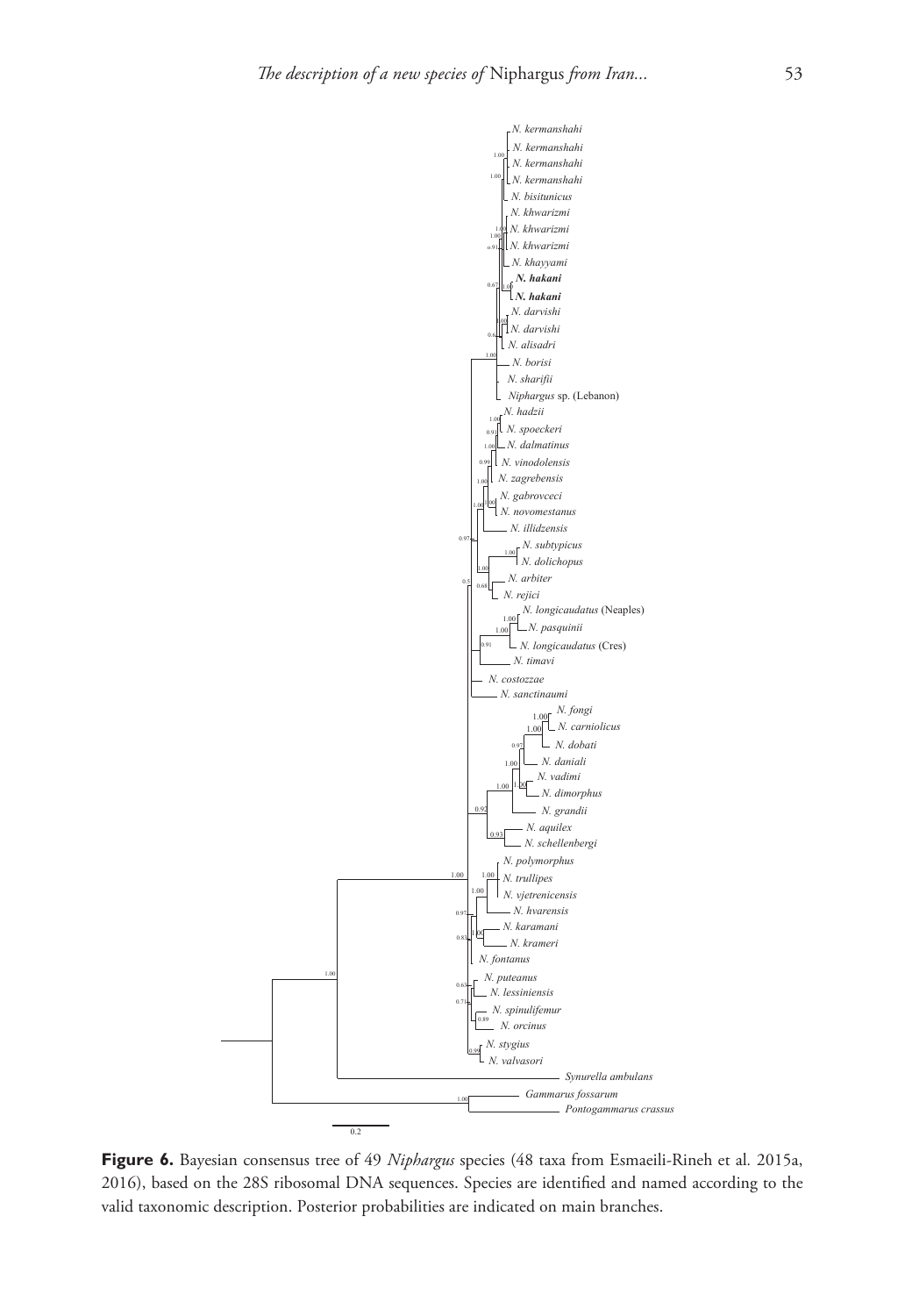*N. kermanshahi*
*N. kermanshahi*
*N. kermanshahi*
*N. kermanshahi*
*N. bisitunicus*
*N. khwarizmi*
*N. khwarizmi*
*N. khwarizmi*
*N. khayyami*
***N. hakani***
***N. hakani***
*N. darvishi*
*N. darvishi*
*N. alisadri*
*N. borisi*
*N. sharifii*
*Niphargus* sp. (Lebanon)
*N. hadzii*
*N. spoeckeri*
*N. dalmatinus*
*N. vinodolensis*
*N. zagrebensis*
*N. gabrovceci*
*N. novomestanus*
*N. illidzensis*
*N. subtypicus*
*N. dolichopus*
*N. arbiter*
*N. rejici*
*N. longicaudatus* (Neaples)
*N. pasquinii*
*N. longicaudatus* (Cres)
*N. timavi*
*N. costozzae*
*N. sanctinaumi*
*N. fongi*
*N. carniolicus*
*N. dobati*
*N. daniali*
*N. vadimi*
*N. dimorphus*
*N. grandii*
*N. aquilex*
*N. schellenbergi*
*N. polymorphus*
*N. trullipes*
*N. vjetrenicensis*
*N. hvarensis*
*N. karamani*
*N. krameri*
*N. fontanus*
*N. puteanus*
*N. lessiniensis*
*N. spinulifemur*
*N. orcinus*
*N. stygius*
*N. valvasori*
*Synurella ambulans*
*Gammarus fossarum*
*Pontogammarus crassus*
0.2

**Figure 6.** Bayesian consensus tree of 49 *Niphargus* species (48 taxa from Esmaeili-Rineh et al. 2015a, 2016), based on the 28S ribosomal DNA sequences. Species are identified and named according to the valid taxonomic description. Posterior probabilities are indicated on main branches.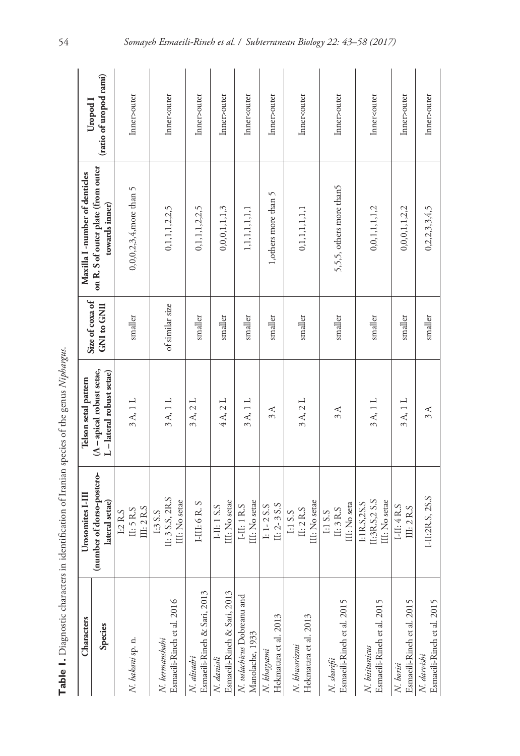**Table 1.** Diagnostic characters in identification of Iranian species of the genus *Niphargus*.

| Characters / Species | Urosomites I-III (number of dorso-postero-lateral setae) | Telson setal pattern (A – apical robust setae, L – lateral robust setae) | Size of coxa of GNI to GNII | Maxilla I -number of denticles on R. S of outer plate (from outer towards inner) | Uropod I (ratio of uropod rami) |
|---|---|---|---|---|---|
| *N. hakani* sp. n. | I:2 R.S II: 5 R.S III: 2 R.S | 3 A, 1 L | smaller | 0,0,0,2,3,4,more than 5 | Inner>outer |
| *N. kermanshahi* Esmaeili-Rineh et al. 2016 | I:3 S.S II: 3 S.S, 2R.S III: No setae | 3 A, 1 L | of similar size | 0,1,1,1,2,2,5 | Inner<outer |
| *N. alisadri* Esmaeili-Rineh & Sari, 2013 | I-III: 6 R. S | 3 A, 2 L | smaller | 0,1,1,1,2,2,5 | Inner>outer |
| *N. daniali* Esmaeili-Rineh & Sari, 2013 | I-II: 1 S.S III: No setae | 4 A, 2 L | smaller | 0,0,0,1,1,1,3 | Inner>outer |
| *N. valachicus* Dobreanu and Manolache, 1933 | I-II: 1 R.S III: No setae | 3 A, 1 L | smaller | 1,1,1,1,1,1,1 | Inner<outer |
| *N. khayyami* Hekmatara et al. 2013 | I: 1-2 S.S II: 2- 3 S.S | 3 A | smaller | 1,others more than 5 | Inner>outer |
| *N. khwarizmi* Hekmatara et al. 2013 | I:1 S.S II: 2 R.S III: No setae | 3 A, 2 L | smaller | 0,1,1,1,1,1,1 | Inner<outer |
| *N. sharifii* Esmaeili-Rineh et al. 2015 | I:1 S.S II: 3 R.S III: No seta | 3 A | smaller | 5,5,5, others more than5 | Inner>outer |
| *N. bisitunicus* Esmaeili-Rineh et al. 2015 | I:1R.S,2S.S II:3R.S,2 S.S III: No setae | 3 A, 1 L | smaller | 0,0,1,1,1,1,2 | Inner<outer |
| *N. borisi* Esmaeili-Rineh et al. 2015 | I-II: 4 R.S III: 2 R.S | 3 A, 1 L | smaller | 0,0,0,1,1,2,2 | Inner>outer |
| *N. darvishi* Esmaeili-Rineh et al. 2015 | I-II:2R.S, 2S.S | 3 A | smaller | 0,2,2,3,3,4,5 | Inner>outer |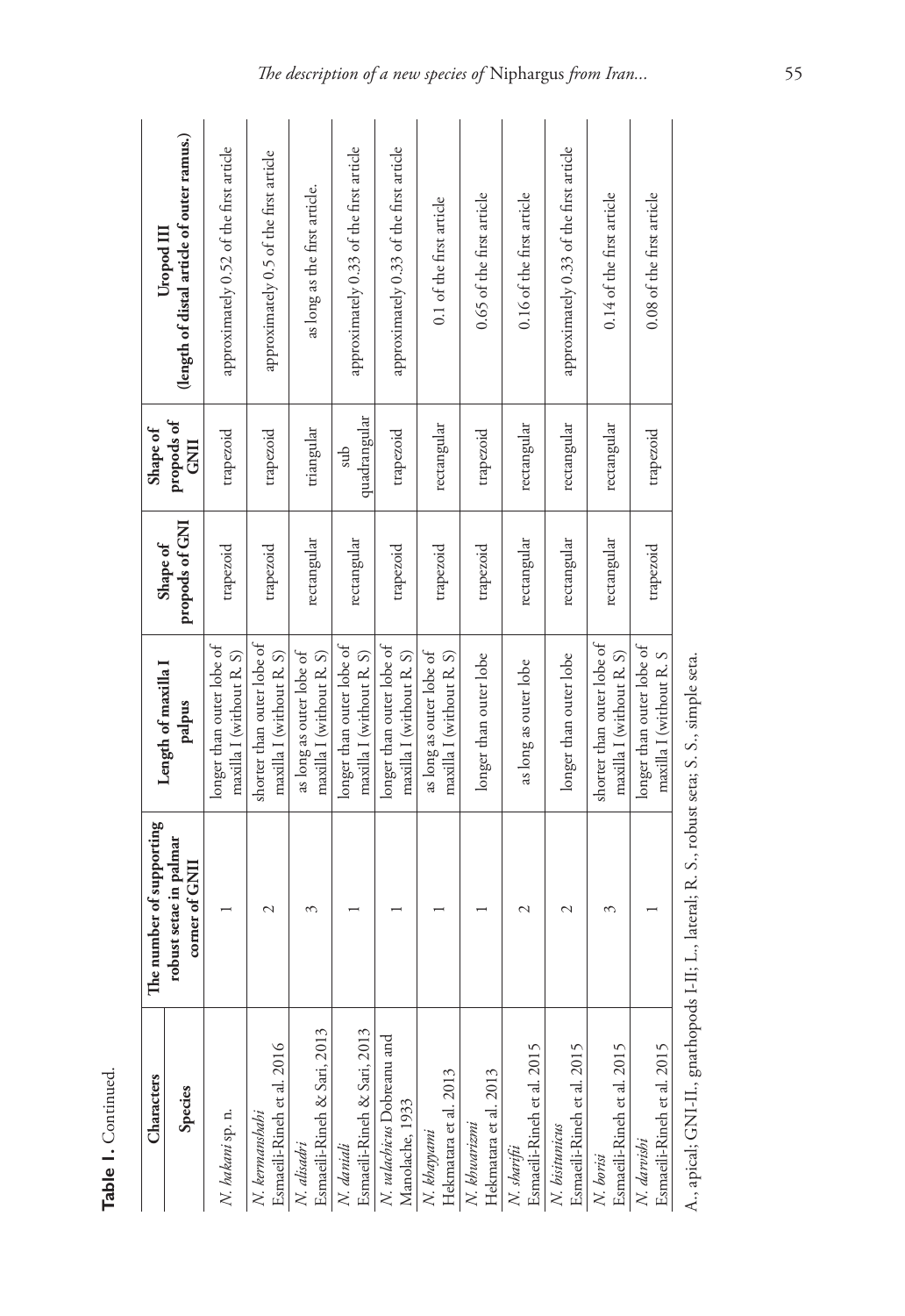**Table 1.** Continued.

| Characters / Species | The number of supporting robust setae in palmar corner of GNII | Length of maxilla I palpus | Shape of propods of GNI | Shape of propods of GNII | Uropod III (length of distal article of outer ramus.) |
|---|---|---|---|---|---|
| *N. hakani* sp. n. | 1 | longer than outer lobe of maxilla I (without R. S) | trapezoid | trapezoid | approximately 0.52 of the first article |
| *N. kermanshahi* Esmaeili-Rineh et al. 2016 | 2 | shorter than outer lobe of maxilla I (without R. S) | trapezoid | trapezoid | approximately 0.5 of the first article |
| *N. alisadri* Esmaeili-Rineh & Sari, 2013 | 3 | as long as outer lobe of maxilla I (without R. S) | rectangular | triangular | as long as the first article. |
| *N. daniali* Esmaeili-Rineh & Sari, 2013 | 1 | longer than outer lobe of maxilla I (without R. S) | rectangular | sub quadrangular | approximately 0.33 of the first article |
| *N. valachicus* Dobreanu and Manolache, 1933 | 1 | longer than outer lobe of maxilla I (without R. S) | trapezoid | trapezoid | approximately 0.33 of the first article |
| *N. khayyami* Hekmatara et al. 2013 | 1 | as long as outer lobe of maxilla I (without R. S) | trapezoid | rectangular | 0.1 of the first article |
| *N. khwarizmi* Hekmatara et al. 2013 | 1 | longer than outer lobe | trapezoid | trapezoid | 0.65 of the first article |
| *N. sharifi* Esmaeili-Rineh et al. 2015 | 2 | as long as outer lobe | rectangular | rectangular | 0.16 of the first article |
| *N. bisitunicus* Esmaeili-Rineh et al. 2015 | 2 | longer than outer lobe | rectangular | rectangular | approximately 0.33 of the first article |
| *N. borisi* Esmaeili-Rineh et al. 2015 | 3 | shorter than outer lobe of maxilla I (without R. S) | rectangular | rectangular | 0.14 of the first article |
| *N. darvishi* Esmaeili-Rineh et al. 2015 | 1 | longer than outer lobe of maxilla I (without R. S | trapezoid | trapezoid | 0.08 of the first article |

A., apical; GNI-II., gnathopods I-II; L., lateral; R. S., robust seta; S. S., simple seta.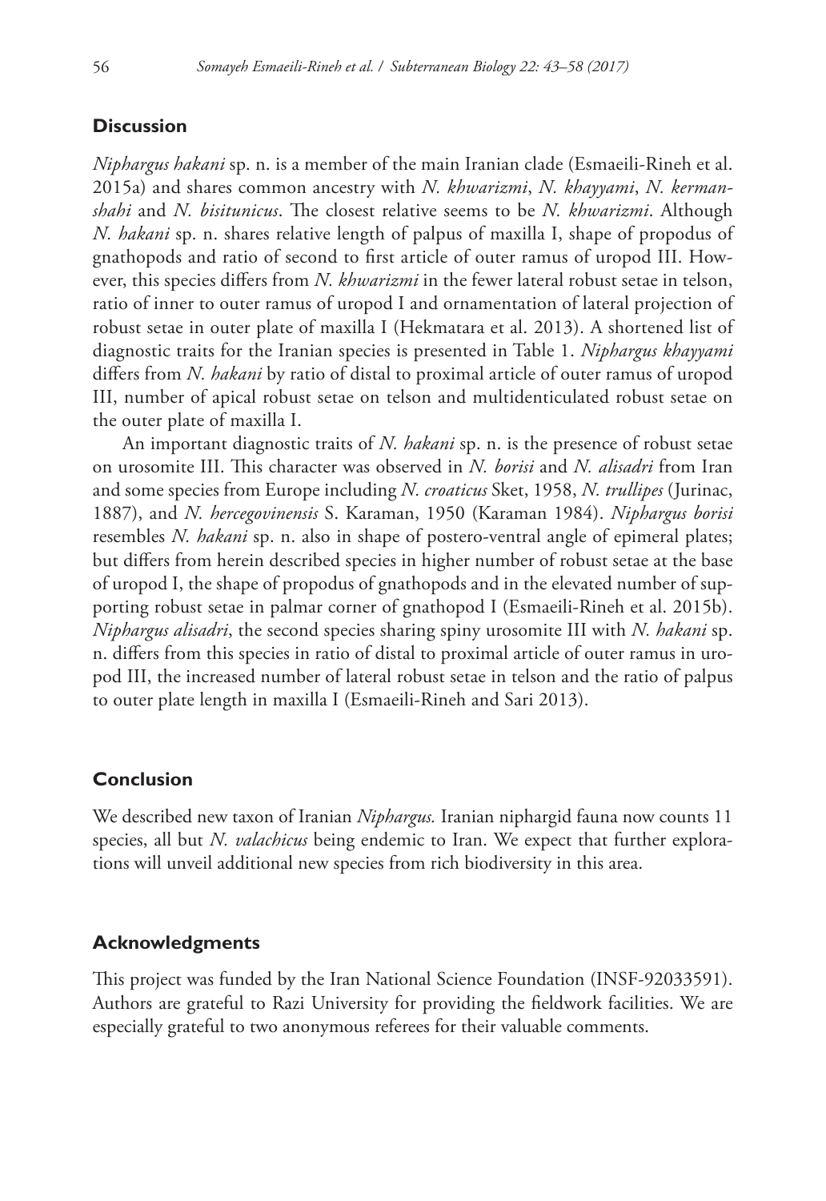## Discussion

*Niphargus hakani* sp. n. is a member of the main Iranian clade (Esmaeili-Rineh et al. 2015a) and shares common ancestry with *N. khwarizmi*, *N. khayyami*, *N. kermanshahi* and *N. bisitunicus*. The closest relative seems to be *N. khwarizmi*. Although *N. hakani* sp. n. shares relative length of palpus of maxilla I, shape of propodus of gnathopods and ratio of second to first article of outer ramus of uropod III. However, this species differs from *N. khwarizmi* in the fewer lateral robust setae in telson, ratio of inner to outer ramus of uropod I and ornamentation of lateral projection of robust setae in outer plate of maxilla I (Hekmatara et al. 2013). A shortened list of diagnostic traits for the Iranian species is presented in Table 1. *Niphargus khayyami* differs from *N. hakani* by ratio of distal to proximal article of outer ramus of uropod III, number of apical robust setae on telson and multidenticulated robust setae on the outer plate of maxilla I.

An important diagnostic traits of *N. hakani* sp. n. is the presence of robust setae on urosomite III. This character was observed in *N. borisi* and *N. alisadri* from Iran and some species from Europe including *N. croaticus* Sket, 1958, *N. trullipes* (Jurinac, 1887), and *N. hercegovinensis* S. Karaman, 1950 (Karaman 1984). *Niphargus borisi* resembles *N. hakani* sp. n. also in shape of postero-ventral angle of epimeral plates; but differs from herein described species in higher number of robust setae at the base of uropod I, the shape of propodus of gnathopods and in the elevated number of supporting robust setae in palmar corner of gnathopod I (Esmaeili-Rineh et al. 2015b). *Niphargus alisadri*, the second species sharing spiny urosomite III with *N. hakani* sp. n. differs from this species in ratio of distal to proximal article of outer ramus in uropod III, the increased number of lateral robust setae in telson and the ratio of palpus to outer plate length in maxilla I (Esmaeili-Rineh and Sari 2013).

## Conclusion

We described new taxon of Iranian *Niphargus.* Iranian niphargid fauna now counts 11 species, all but *N. valachicus* being endemic to Iran. We expect that further explorations will unveil additional new species from rich biodiversity in this area.

## Acknowledgments

This project was funded by the Iran National Science Foundation (INSF-92033591). Authors are grateful to Razi University for providing the fieldwork facilities. We are especially grateful to two anonymous referees for their valuable comments.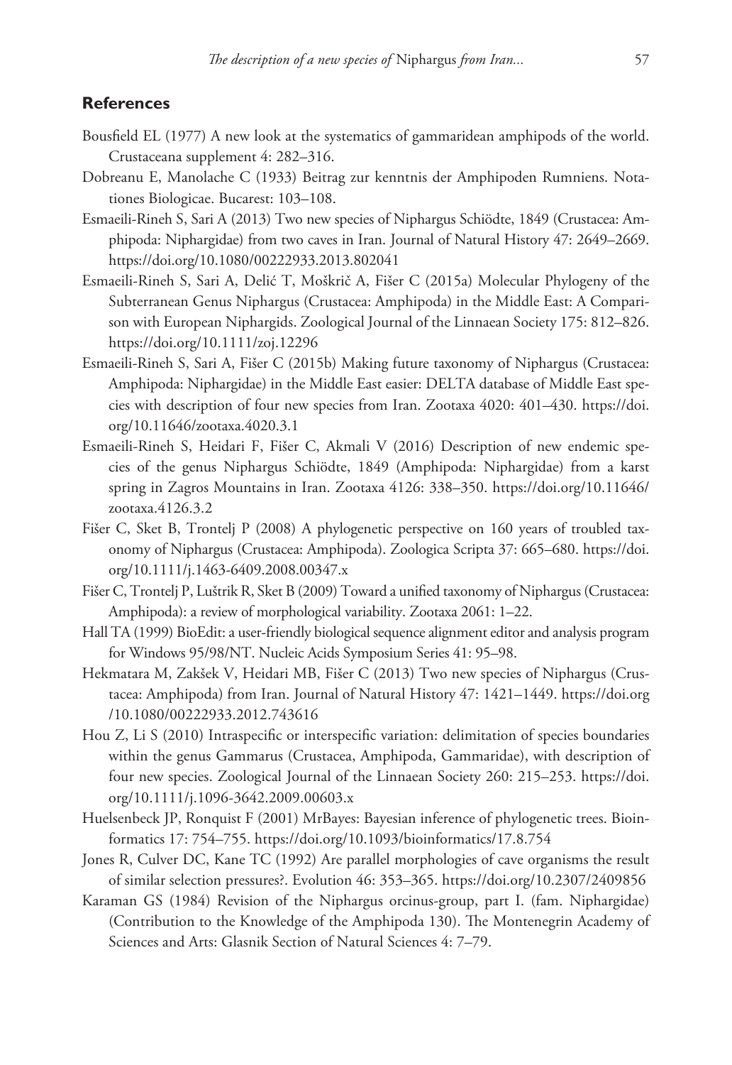## References

Bousfield EL (1977) A new look at the systematics of gammaridean amphipods of the world. Crustaceana supplement 4: 282–316.

Dobreanu E, Manolache C (1933) Beitrag zur kenntnis der Amphipoden Rumniens. Notationes Biologicae. Bucarest: 103–108.

Esmaeili-Rineh S, Sari A (2013) Two new species of Niphargus Schiödte, 1849 (Crustacea: Amphipoda: Niphargidae) from two caves in Iran. Journal of Natural History 47: 2649–2669. https://doi.org/10.1080/00222933.2013.802041

Esmaeili-Rineh S, Sari A, Delić T, Moškrič A, Fišer C (2015a) Molecular Phylogeny of the Subterranean Genus Niphargus (Crustacea: Amphipoda) in the Middle East: A Comparison with European Niphargids. Zoological Journal of the Linnaean Society 175: 812–826. https://doi.org/10.1111/zoj.12296

Esmaeili-Rineh S, Sari A, Fišer C (2015b) Making future taxonomy of Niphargus (Crustacea: Amphipoda: Niphargidae) in the Middle East easier: DELTA database of Middle East species with description of four new species from Iran. Zootaxa 4020: 401–430. https://doi.org/10.11646/zootaxa.4020.3.1

Esmaeili-Rineh S, Heidari F, Fišer C, Akmali V (2016) Description of new endemic species of the genus Niphargus Schiödte, 1849 (Amphipoda: Niphargidae) from a karst spring in Zagros Mountains in Iran. Zootaxa 4126: 338–350. https://doi.org/10.11646/zootaxa.4126.3.2

Fišer C, Sket B, Trontelj P (2008) A phylogenetic perspective on 160 years of troubled taxonomy of Niphargus (Crustacea: Amphipoda). Zoologica Scripta 37: 665–680. https://doi.org/10.1111/j.1463-6409.2008.00347.x

Fišer C, Trontelj P, Luštrik R, Sket B (2009) Toward a unified taxonomy of Niphargus (Crustacea: Amphipoda): a review of morphological variability. Zootaxa 2061: 1–22.

Hall TA (1999) BioEdit: a user-friendly biological sequence alignment editor and analysis program for Windows 95/98/NT. Nucleic Acids Symposium Series 41: 95–98.

Hekmatara M, Zakšek V, Heidari MB, Fišer C (2013) Two new species of Niphargus (Crustacea: Amphipoda) from Iran. Journal of Natural History 47: 1421–1449. https://doi.org/10.1080/00222933.2012.743616

Hou Z, Li S (2010) Intraspecific or interspecific variation: delimitation of species boundaries within the genus Gammarus (Crustacea, Amphipoda, Gammaridae), with description of four new species. Zoological Journal of the Linnaean Society 260: 215–253. https://doi.org/10.1111/j.1096-3642.2009.00603.x

Huelsenbeck JP, Ronquist F (2001) MrBayes: Bayesian inference of phylogenetic trees. Bioinformatics 17: 754–755. https://doi.org/10.1093/bioinformatics/17.8.754

Jones R, Culver DC, Kane TC (1992) Are parallel morphologies of cave organisms the result of similar selection pressures?. Evolution 46: 353–365. https://doi.org/10.2307/2409856

Karaman GS (1984) Revision of the Niphargus orcinus-group, part I. (fam. Niphargidae) (Contribution to the Knowledge of the Amphipoda 130). The Montenegrin Academy of Sciences and Arts: Glasnik Section of Natural Sciences 4: 7–79.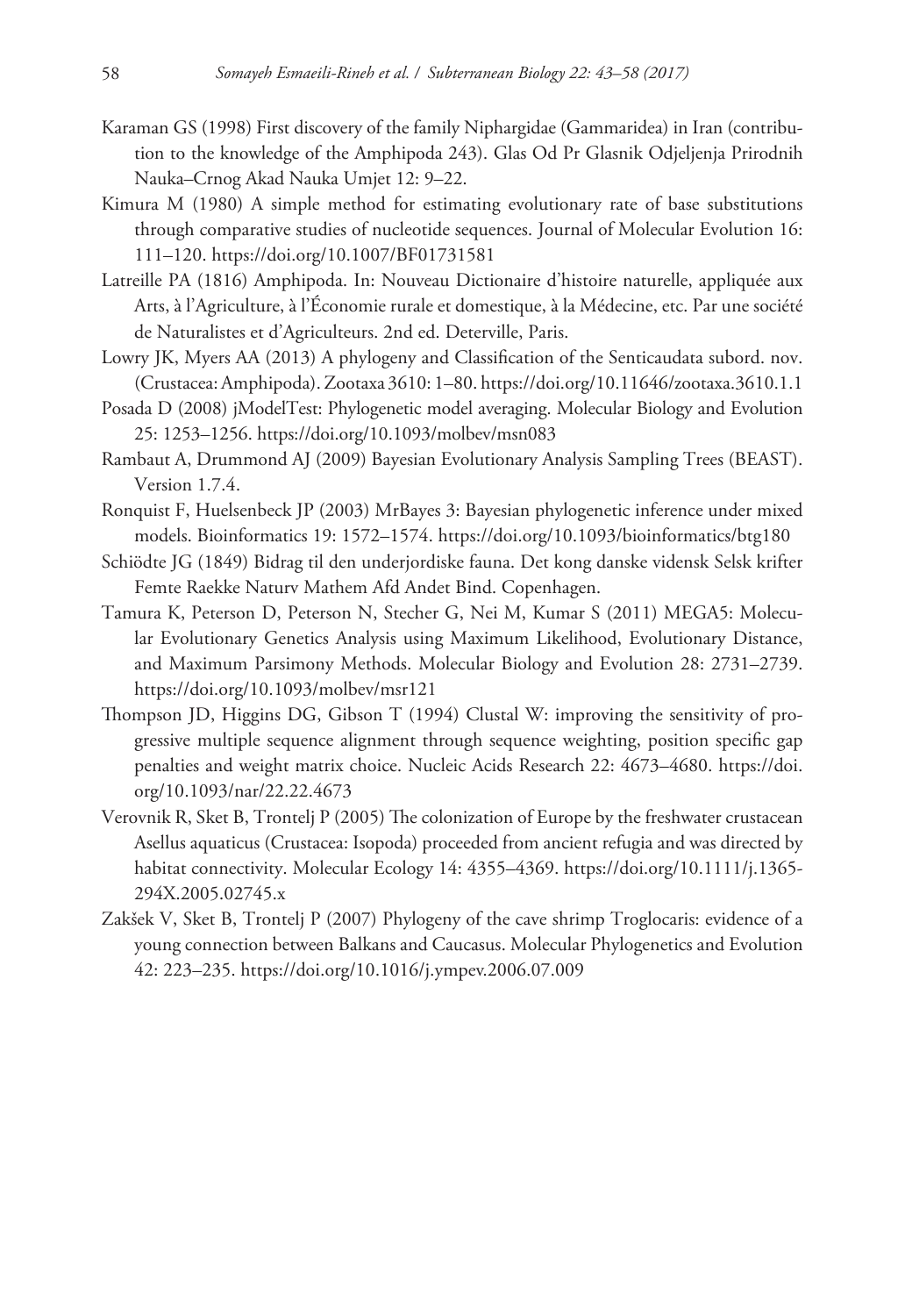Karaman GS (1998) First discovery of the family Niphargidae (Gammaridea) in Iran (contribution to the knowledge of the Amphipoda 243). Glas Od Pr Glasnik Odjeljenja Prirodnih Nauka–Crnog Akad Nauka Umjet 12: 9–22.

Kimura M (1980) A simple method for estimating evolutionary rate of base substitutions through comparative studies of nucleotide sequences. Journal of Molecular Evolution 16: 111–120. https://doi.org/10.1007/BF01731581

Latreille PA (1816) Amphipoda. In: Nouveau Dictionaire d'histoire naturelle, appliquée aux Arts, à l'Agriculture, à l'Économie rurale et domestique, à la Médecine, etc. Par une société de Naturalistes et d'Agriculteurs. 2nd ed. Deterville, Paris.

Lowry JK, Myers AA (2013) A phylogeny and Classification of the Senticaudata subord. nov. (Crustacea: Amphipoda). Zootaxa 3610: 1–80. https://doi.org/10.11646/zootaxa.3610.1.1

Posada D (2008) jModelTest: Phylogenetic model averaging. Molecular Biology and Evolution 25: 1253–1256. https://doi.org/10.1093/molbev/msn083

Rambaut A, Drummond AJ (2009) Bayesian Evolutionary Analysis Sampling Trees (BEAST). Version 1.7.4.

Ronquist F, Huelsenbeck JP (2003) MrBayes 3: Bayesian phylogenetic inference under mixed models. Bioinformatics 19: 1572–1574. https://doi.org/10.1093/bioinformatics/btg180

Schiödte JG (1849) Bidrag til den underjordiske fauna. Det kong danske vidensk Selsk krifter Femte Raekke Naturv Mathem Afd Andet Bind. Copenhagen.

Tamura K, Peterson D, Peterson N, Stecher G, Nei M, Kumar S (2011) MEGA5: Molecular Evolutionary Genetics Analysis using Maximum Likelihood, Evolutionary Distance, and Maximum Parsimony Methods. Molecular Biology and Evolution 28: 2731–2739. https://doi.org/10.1093/molbev/msr121

Thompson JD, Higgins DG, Gibson T (1994) Clustal W: improving the sensitivity of progressive multiple sequence alignment through sequence weighting, position specific gap penalties and weight matrix choice. Nucleic Acids Research 22: 4673–4680. https://doi.org/10.1093/nar/22.22.4673

Verovnik R, Sket B, Trontelj P (2005) The colonization of Europe by the freshwater crustacean Asellus aquaticus (Crustacea: Isopoda) proceeded from ancient refugia and was directed by habitat connectivity. Molecular Ecology 14: 4355–4369. https://doi.org/10.1111/j.1365-294X.2005.02745.x

Zakšek V, Sket B, Trontelj P (2007) Phylogeny of the cave shrimp Troglocaris: evidence of a young connection between Balkans and Caucasus. Molecular Phylogenetics and Evolution 42: 223–235. https://doi.org/10.1016/j.ympev.2006.07.009